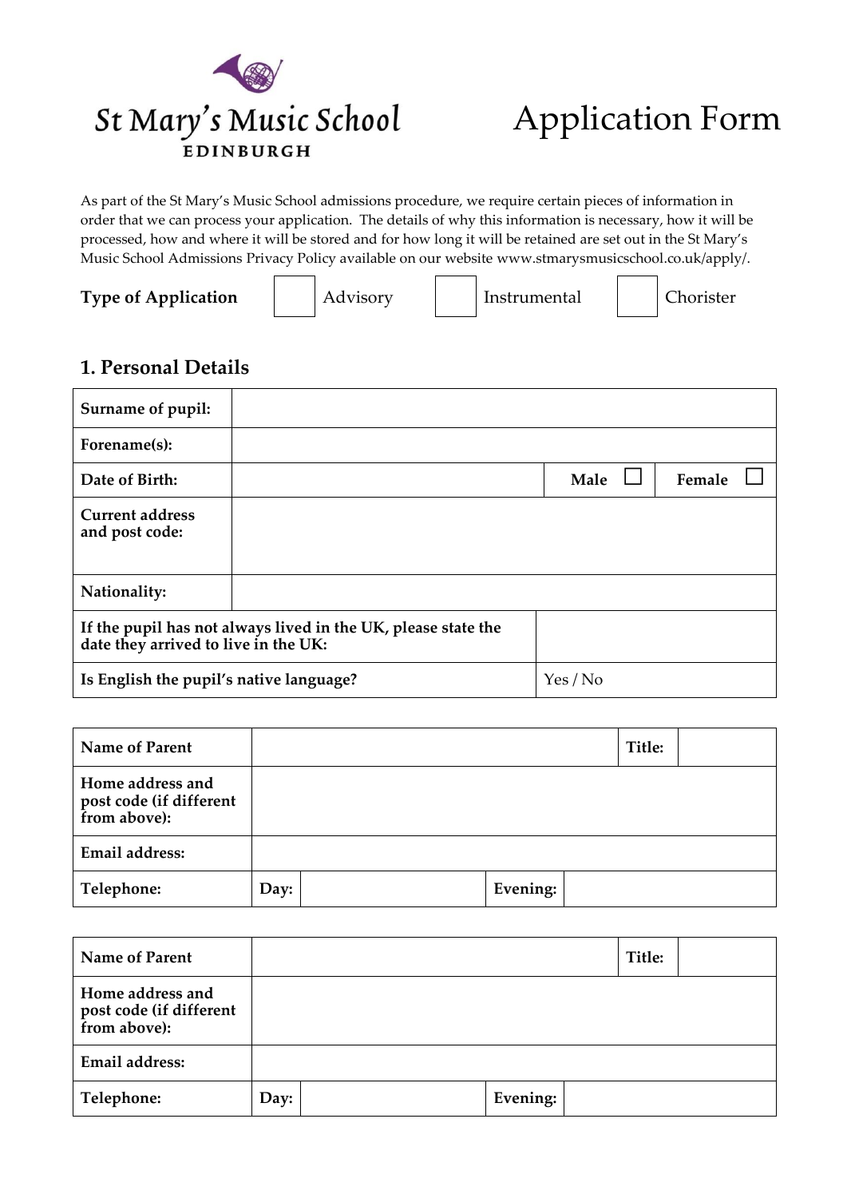# St Mary's Music School

EDINBURGH

# Application Form

As part of the St Mary's Music School admissions procedure, we require certain pieces of information in order that we can process your application. The details of why this information is necessary, how it will be processed, how and where it will be stored and for how long it will be retained are set out in the St Mary's Music School Admissions Privacy Policy available on our website www.stmarysmusicschool.co.uk/apply/.

**Type of Application** ☐ Advisory ☐ Instrumental ☐ Chorister

## 1. Personal Details

| **Surname of pupil:** | | | |
|---|---|---|---|
| **Forename(s):** | | | |
| **Date of Birth:** | | **Male** ☐ | **Female** ☐ |
| **Current address and post code:** | | | |
| **Nationality:** | | | |
| **If the pupil has not always lived in the UK, please state the date they arrived to live in the UK:** | | | |
| **Is English the pupil's native language?** | Yes / No | | |

| **Name of Parent** | | | **Title:** | |
|---|---|---|---|---|
| **Home address and post code (if different from above):** | | | | |
| **Email address:** | | | | |
| **Telephone:** | **Day:** | | **Evening:** | |

| **Name of Parent** | | | **Title:** | |
|---|---|---|---|---|
| **Home address and post code (if different from above):** | | | | |
| **Email address:** | | | | |
| **Telephone:** | **Day:** | | **Evening:** | |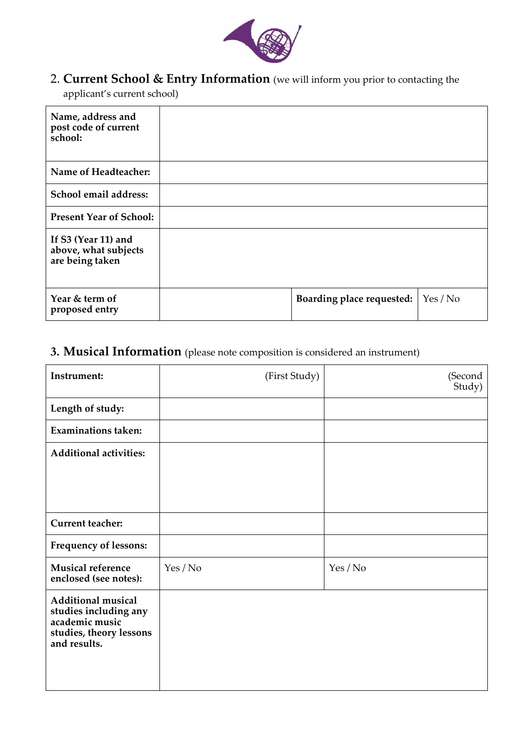## 2. **Current School & Entry Information** (we will inform you prior to contacting the applicant's current school)

| | | | |
|---|---|---|---|
| **Name, address and post code of current school:** | | | |
| **Name of Headteacher:** | | | |
| **School email address:** | | | |
| **Present Year of School:** | | | |
| **If S3 (Year 11) and above, what subjects are being taken** | | | |
| **Year & term of proposed entry** | | **Boarding place requested:** | Yes / No |

## 3. **Musical Information** (please note composition is considered an instrument)

| **Instrument:** | (First Study) | (Second Study) |
|---|---|---|
| **Length of study:** | | |
| **Examinations taken:** | | |
| **Additional activities:** | | |
| **Current teacher:** | | |
| **Frequency of lessons:** | | |
| **Musical reference enclosed (see notes):** | Yes / No | Yes / No |
| **Additional musical studies including any academic music studies, theory lessons and results.** | | |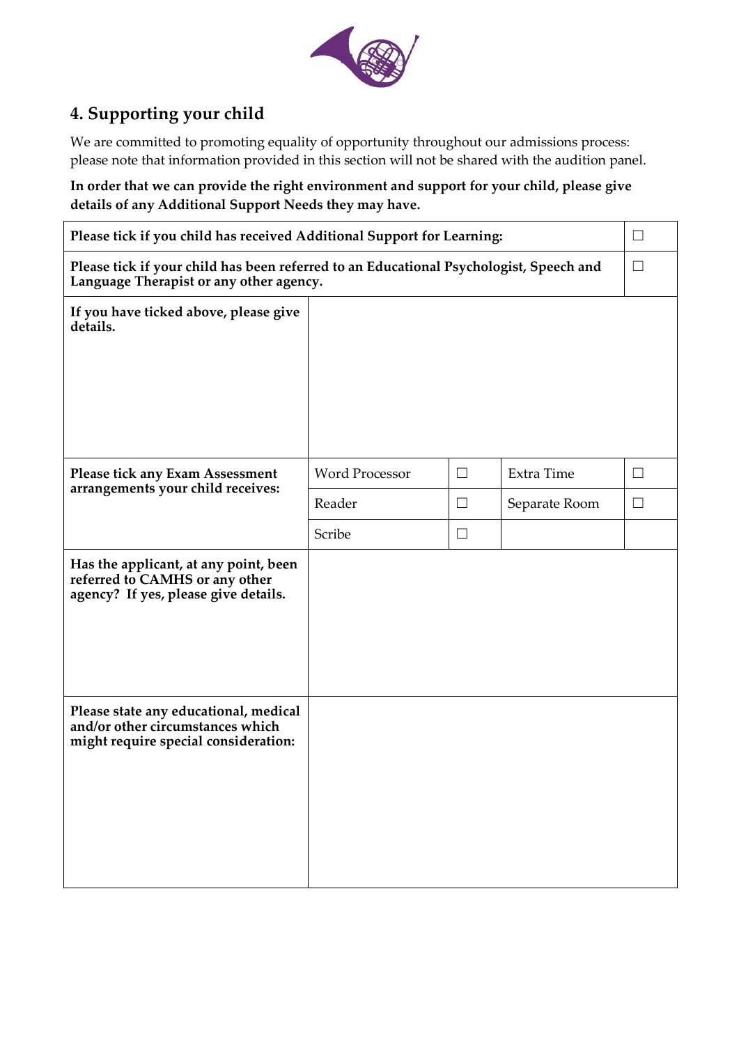## 4. Supporting your child

We are committed to promoting equality of opportunity throughout our admissions process: please note that information provided in this section will not be shared with the audition panel.

**In order that we can provide the right environment and support for your child, please give details of any Additional Support Needs they may have.**

| | | | | |
|---|---|---|---|---|
| **Please tick if you child has received Additional Support for Learning:** | | | | ☐ |
| **Please tick if your child has been referred to an Educational Psychologist, Speech and Language Therapist or any other agency.** | | | | ☐ |
| **If you have ticked above, please give details.** | | | | |
| **Please tick any Exam Assessment arrangements your child receives:** | Word Processor ☐ | | Extra Time | ☐ |
| | Reader ☐ | | Separate Room | ☐ |
| | Scribe ☐ | | | |
| **Has the applicant, at any point, been referred to CAMHS or any other agency? If yes, please give details.** | | | | |
| **Please state any educational, medical and/or other circumstances which might require special consideration:** | | | | |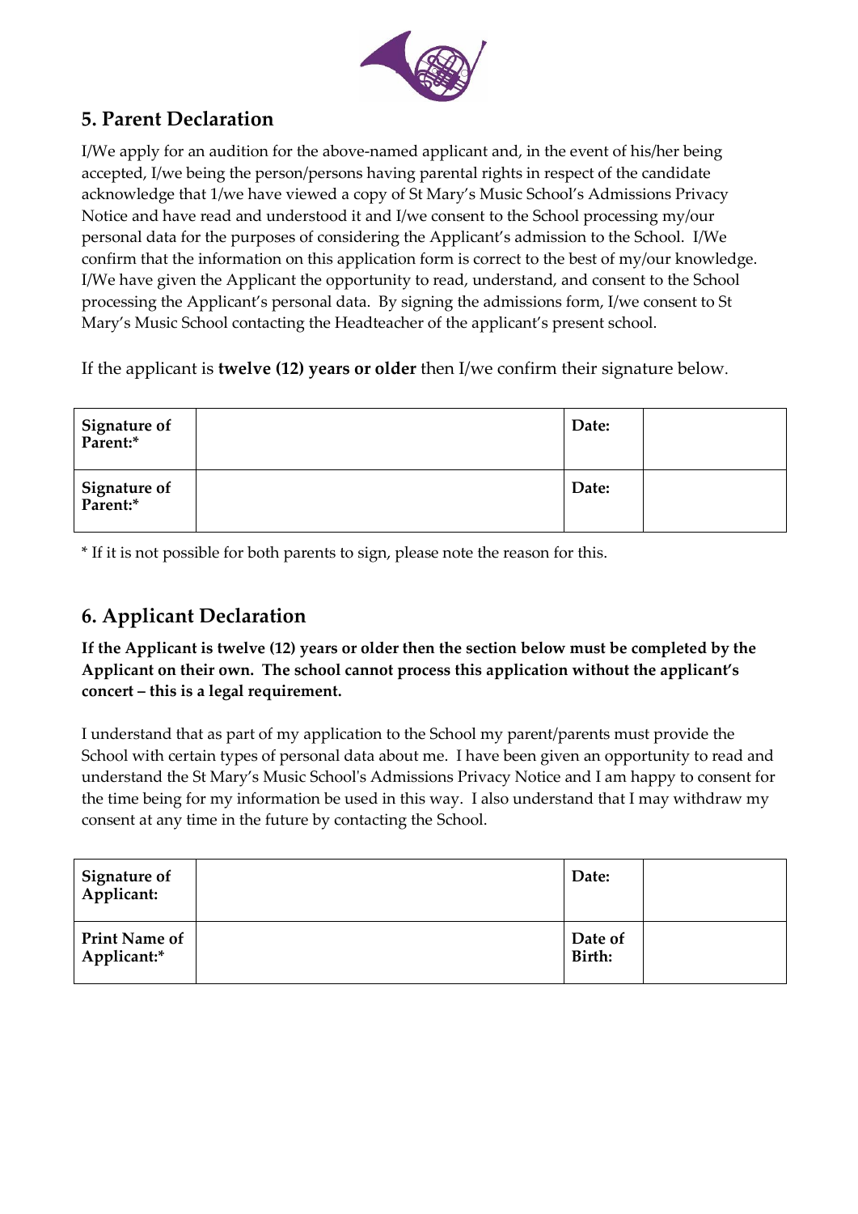## 5. Parent Declaration

I/We apply for an audition for the above-named applicant and, in the event of his/her being accepted, I/we being the person/persons having parental rights in respect of the candidate acknowledge that 1/we have viewed a copy of St Mary's Music School's Admissions Privacy Notice and have read and understood it and I/we consent to the School processing my/our personal data for the purposes of considering the Applicant's admission to the School. I/We confirm that the information on this application form is correct to the best of my/our knowledge. I/We have given the Applicant the opportunity to read, understand, and consent to the School processing the Applicant's personal data. By signing the admissions form, I/we consent to St Mary's Music School contacting the Headteacher of the applicant's present school.

If the applicant is **twelve (12) years or older** then I/we confirm their signature below.

| **Signature of Parent:*** | | **Date:** | |
|---|---|---|---|
| **Signature of Parent:*** | | **Date:** | |

* If it is not possible for both parents to sign, please note the reason for this.

## 6. Applicant Declaration

**If the Applicant is twelve (12) years or older then the section below must be completed by the Applicant on their own. The school cannot process this application without the applicant's concert – this is a legal requirement.**

I understand that as part of my application to the School my parent/parents must provide the School with certain types of personal data about me. I have been given an opportunity to read and understand the St Mary's Music School's Admissions Privacy Notice and I am happy to consent for the time being for my information be used in this way. I also understand that I may withdraw my consent at any time in the future by contacting the School.

| **Signature of Applicant:** | | **Date:** | |
|---|---|---|---|
| **Print Name of Applicant:*** | | **Date of Birth:** | |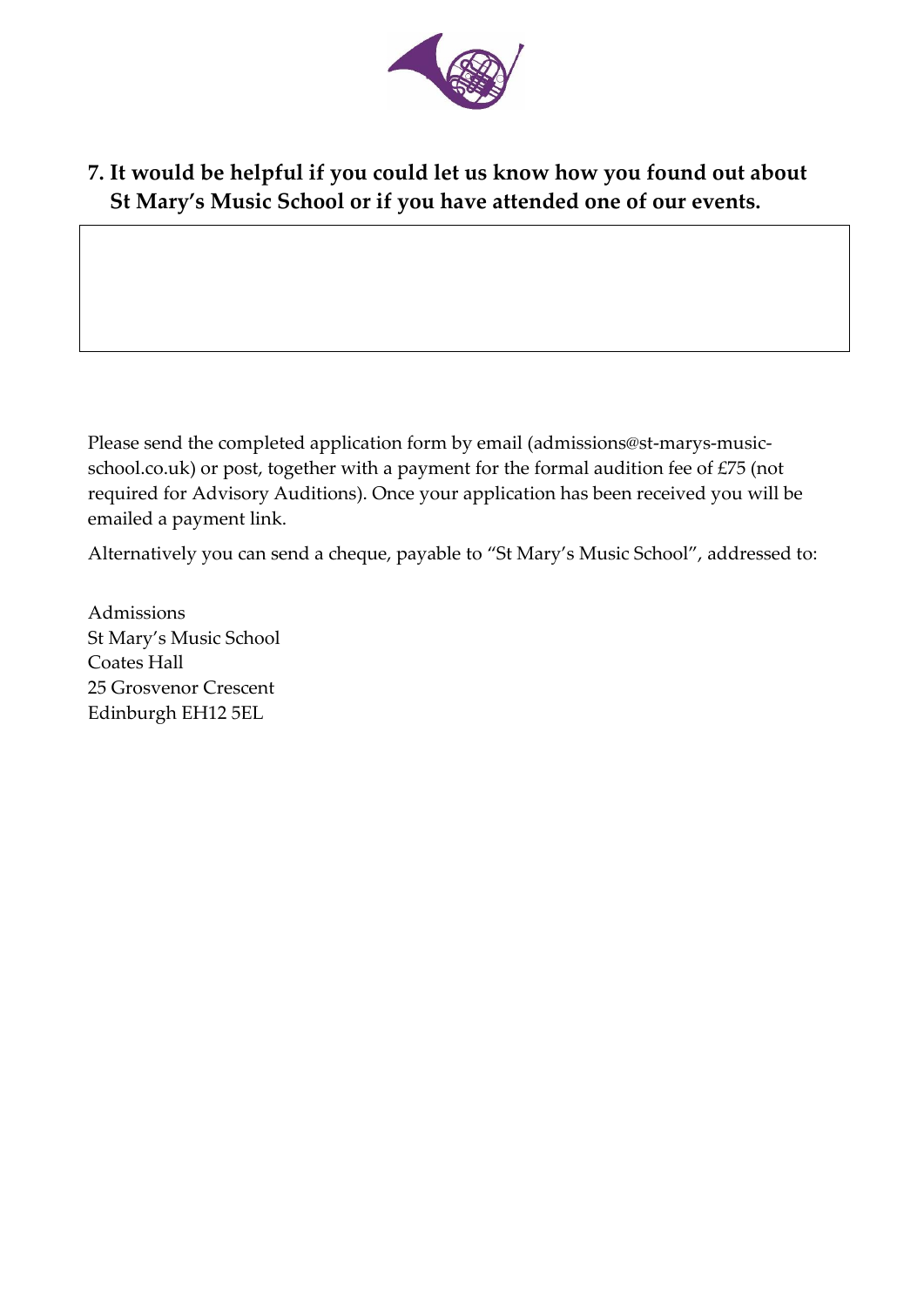**7. It would be helpful if you could let us know how you found out about St Mary's Music School or if you have attended one of our events.**

| |
|---|
| |

Please send the completed application form by email (admissions@st-marys-music-school.co.uk) or post, together with a payment for the formal audition fee of £75 (not required for Advisory Auditions). Once your application has been received you will be emailed a payment link.

Alternatively you can send a cheque, payable to "St Mary's Music School", addressed to:

Admissions
St Mary's Music School
Coates Hall
25 Grosvenor Crescent
Edinburgh EH12 5EL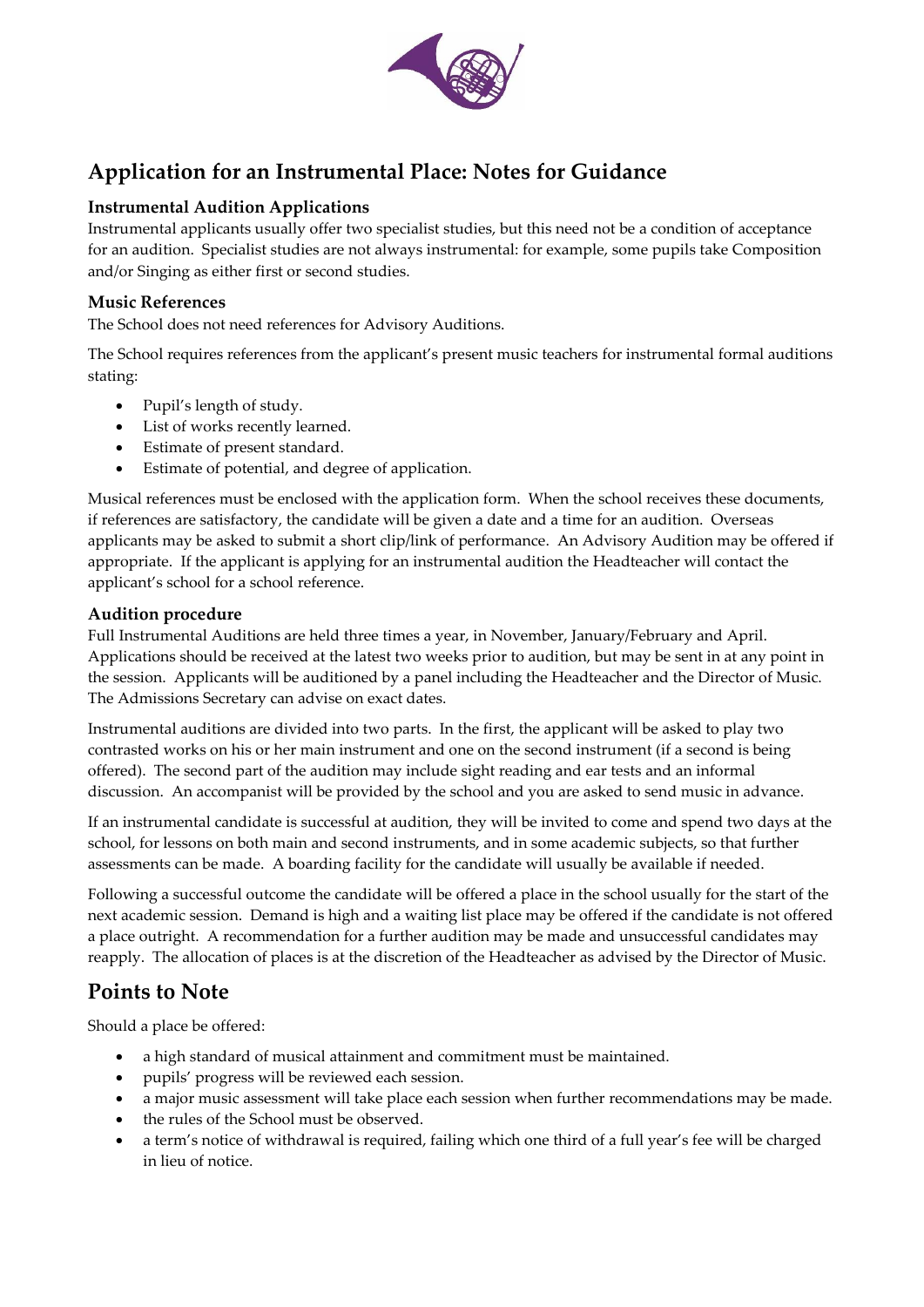## Application for an Instrumental Place: Notes for Guidance

### Instrumental Audition Applications

Instrumental applicants usually offer two specialist studies, but this need not be a condition of acceptance for an audition. Specialist studies are not always instrumental: for example, some pupils take Composition and/or Singing as either first or second studies.

### Music References

The School does not need references for Advisory Auditions.

The School requires references from the applicant's present music teachers for instrumental formal auditions stating:

- Pupil's length of study.
- List of works recently learned.
- Estimate of present standard.
- Estimate of potential, and degree of application.

Musical references must be enclosed with the application form. When the school receives these documents, if references are satisfactory, the candidate will be given a date and a time for an audition. Overseas applicants may be asked to submit a short clip/link of performance. An Advisory Audition may be offered if appropriate. If the applicant is applying for an instrumental audition the Headteacher will contact the applicant's school for a school reference.

### Audition procedure

Full Instrumental Auditions are held three times a year, in November, January/February and April. Applications should be received at the latest two weeks prior to audition, but may be sent in at any point in the session. Applicants will be auditioned by a panel including the Headteacher and the Director of Music. The Admissions Secretary can advise on exact dates.

Instrumental auditions are divided into two parts. In the first, the applicant will be asked to play two contrasted works on his or her main instrument and one on the second instrument (if a second is being offered). The second part of the audition may include sight reading and ear tests and an informal discussion. An accompanist will be provided by the school and you are asked to send music in advance.

If an instrumental candidate is successful at audition, they will be invited to come and spend two days at the school, for lessons on both main and second instruments, and in some academic subjects, so that further assessments can be made. A boarding facility for the candidate will usually be available if needed.

Following a successful outcome the candidate will be offered a place in the school usually for the start of the next academic session. Demand is high and a waiting list place may be offered if the candidate is not offered a place outright. A recommendation for a further audition may be made and unsuccessful candidates may reapply. The allocation of places is at the discretion of the Headteacher as advised by the Director of Music.

## Points to Note

Should a place be offered:

- a high standard of musical attainment and commitment must be maintained.
- pupils' progress will be reviewed each session.
- a major music assessment will take place each session when further recommendations may be made.
- the rules of the School must be observed.
- a term's notice of withdrawal is required, failing which one third of a full year's fee will be charged in lieu of notice.